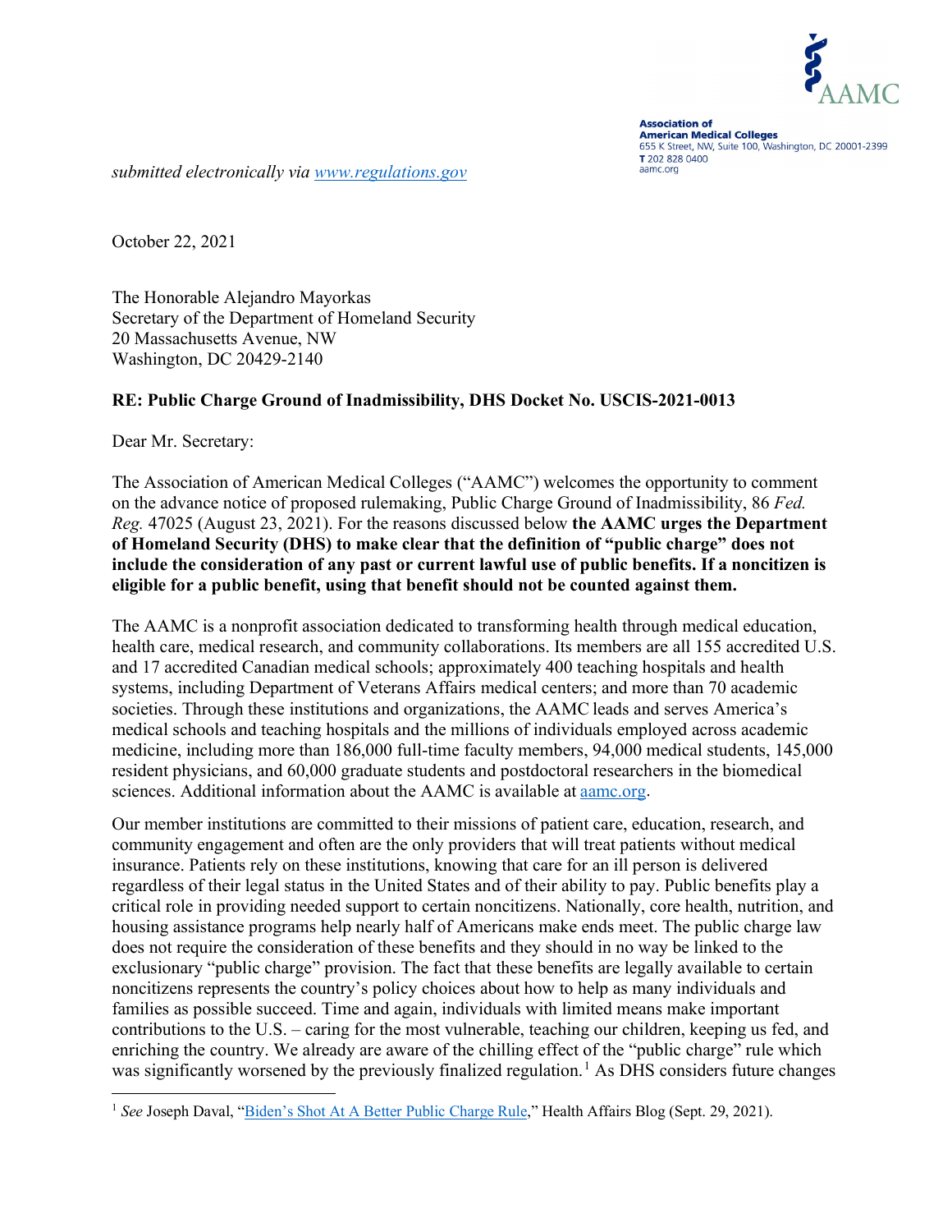Association of American Medical Colleges
655 K Street, NW, Suite 100, Washington, DC 20001-2399
T 202 828 0400
aamc.org

*submitted electronically via [www.regulations.gov](www.regulations.gov)*

October 22, 2021

The Honorable Alejandro Mayorkas
Secretary of the Department of Homeland Security
20 Massachusetts Avenue, NW
Washington, DC 20429-2140

**RE: Public Charge Ground of Inadmissibility, DHS Docket No. USCIS-2021-0013**

Dear Mr. Secretary:

The Association of American Medical Colleges ("AAMC") welcomes the opportunity to comment on the advance notice of proposed rulemaking, Public Charge Ground of Inadmissibility, 86 *Fed. Reg.* 47025 (August 23, 2021). For the reasons discussed below **the AAMC urges the Department of Homeland Security (DHS) to make clear that the definition of "public charge" does not include the consideration of any past or current lawful use of public benefits. If a noncitizen is eligible for a public benefit, using that benefit should not be counted against them.**

The AAMC is a nonprofit association dedicated to transforming health through medical education, health care, medical research, and community collaborations. Its members are all 155 accredited U.S. and 17 accredited Canadian medical schools; approximately 400 teaching hospitals and health systems, including Department of Veterans Affairs medical centers; and more than 70 academic societies. Through these institutions and organizations, the AAMC leads and serves America's medical schools and teaching hospitals and the millions of individuals employed across academic medicine, including more than 186,000 full-time faculty members, 94,000 medical students, 145,000 resident physicians, and 60,000 graduate students and postdoctoral researchers in the biomedical sciences. Additional information about the AAMC is available at [aamc.org](aamc.org).

Our member institutions are committed to their missions of patient care, education, research, and community engagement and often are the only providers that will treat patients without medical insurance. Patients rely on these institutions, knowing that care for an ill person is delivered regardless of their legal status in the United States and of their ability to pay. Public benefits play a critical role in providing needed support to certain noncitizens. Nationally, core health, nutrition, and housing assistance programs help nearly half of Americans make ends meet. The public charge law does not require the consideration of these benefits and they should in no way be linked to the exclusionary "public charge" provision. The fact that these benefits are legally available to certain noncitizens represents the country's policy choices about how to help as many individuals and families as possible succeed. Time and again, individuals with limited means make important contributions to the U.S. – caring for the most vulnerable, teaching our children, keeping us fed, and enriching the country. We already are aware of the chilling effect of the "public charge" rule which was significantly worsened by the previously finalized regulation.[1] As DHS considers future changes

[1] *See* Joseph Daval, "Biden's Shot At A Better Public Charge Rule," Health Affairs Blog (Sept. 29, 2021).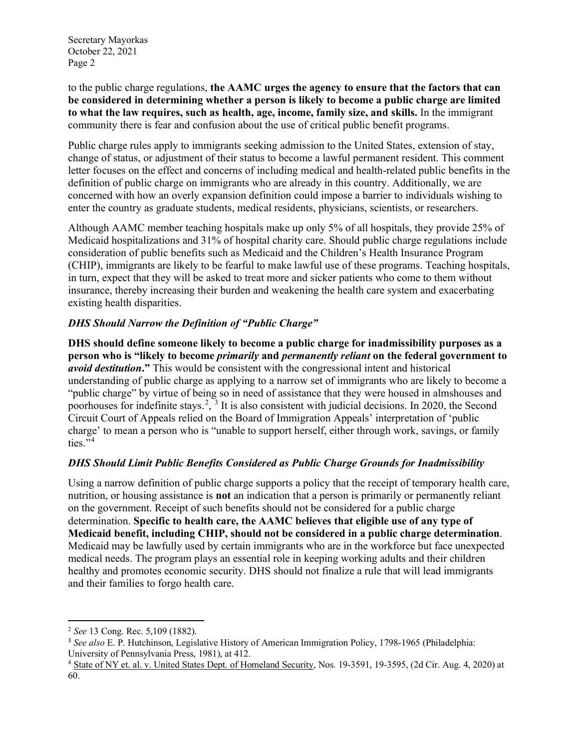to the public charge regulations, **the AAMC urges the agency to ensure that the factors that can be considered in determining whether a person is likely to become a public charge are limited to what the law requires, such as health, age, income, family size, and skills.** In the immigrant community there is fear and confusion about the use of critical public benefit programs.

Public charge rules apply to immigrants seeking admission to the United States, extension of stay, change of status, or adjustment of their status to become a lawful permanent resident. This comment letter focuses on the effect and concerns of including medical and health-related public benefits in the definition of public charge on immigrants who are already in this country. Additionally, we are concerned with how an overly expansion definition could impose a barrier to individuals wishing to enter the country as graduate students, medical residents, physicians, scientists, or researchers.

Although AAMC member teaching hospitals make up only 5% of all hospitals, they provide 25% of Medicaid hospitalizations and 31% of hospital charity care. Should public charge regulations include consideration of public benefits such as Medicaid and the Children's Health Insurance Program (CHIP), immigrants are likely to be fearful to make lawful use of these programs. Teaching hospitals, in turn, expect that they will be asked to treat more and sicker patients who come to them without insurance, thereby increasing their burden and weakening the health care system and exacerbating existing health disparities.

### *DHS Should Narrow the Definition of "Public Charge"*

**DHS should define someone likely to become a public charge for inadmissibility purposes as a person who is "likely to become *primarily* and *permanently reliant* on the federal government to *avoid destitution*."** This would be consistent with the congressional intent and historical understanding of public charge as applying to a narrow set of immigrants who are likely to become a "public charge" by virtue of being so in need of assistance that they were housed in almshouses and poorhouses for indefinite stays.[2], [3] It is also consistent with judicial decisions. In 2020, the Second Circuit Court of Appeals relied on the Board of Immigration Appeals' interpretation of 'public charge' to mean a person who is "unable to support herself, either through work, savings, or family ties."[4]

### *DHS Should Limit Public Benefits Considered as Public Charge Grounds for Inadmissibility*

Using a narrow definition of public charge supports a policy that the receipt of temporary health care, nutrition, or housing assistance is **not** an indication that a person is primarily or permanently reliant on the government. Receipt of such benefits should not be considered for a public charge determination. **Specific to health care, the AAMC believes that eligible use of any type of Medicaid benefit, including CHIP, should not be considered in a public charge determination**. Medicaid may be lawfully used by certain immigrants who are in the workforce but face unexpected medical needs. The program plays an essential role in keeping working adults and their children healthy and promotes economic security. DHS should not finalize a rule that will lead immigrants and their families to forgo health care.

---

[2] *See* 13 Cong. Rec. 5,109 (1882).

[3] *See also* E. P. Hutchinson, Legislative History of American Immigration Policy, 1798-1965 (Philadelphia: University of Pennsylvania Press, 1981), at 412.

[4] State of NY et. al. v. United States Dept. of Homeland Security, Nos. 19-3591, 19-3595, (2d Cir. Aug. 4, 2020) at 60.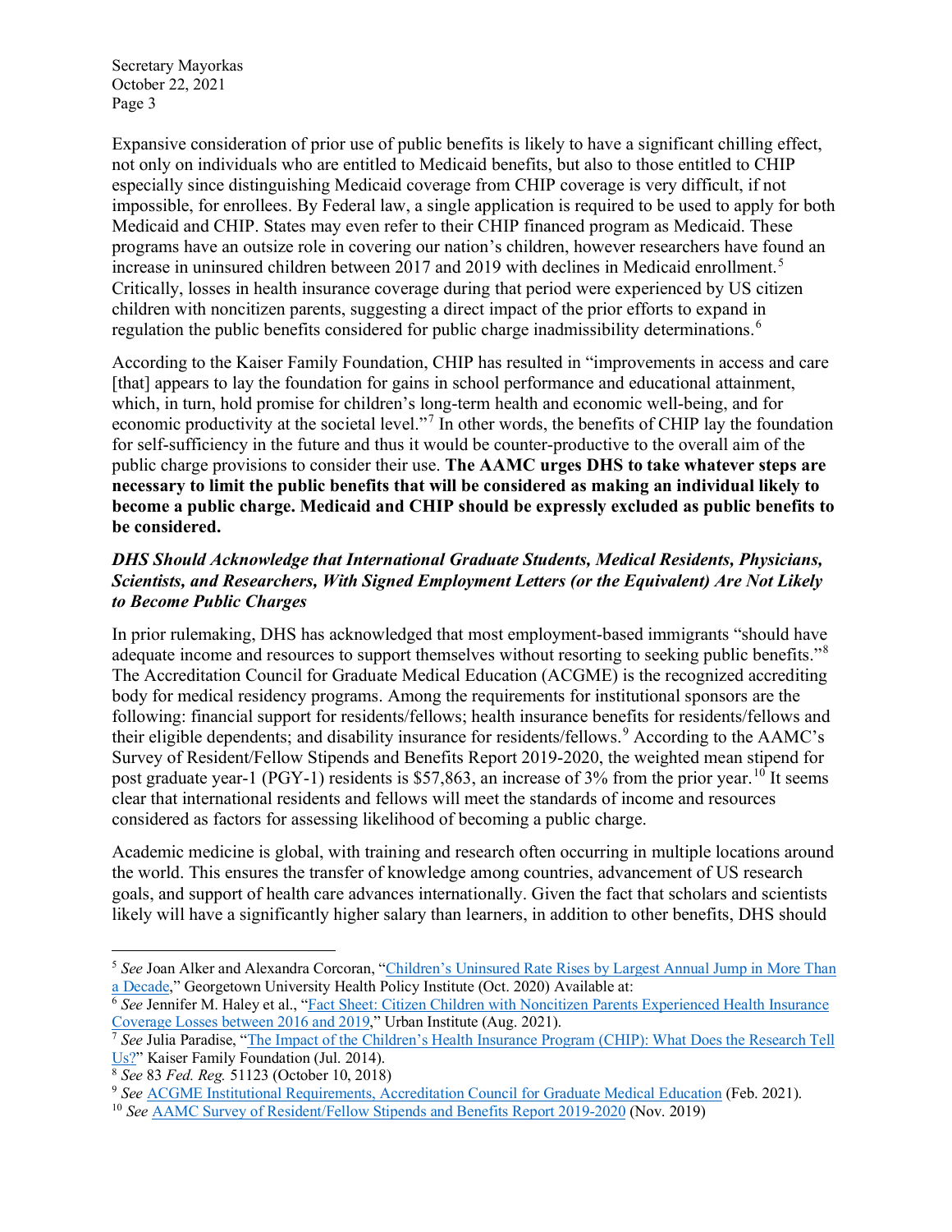Expansive consideration of prior use of public benefits is likely to have a significant chilling effect, not only on individuals who are entitled to Medicaid benefits, but also to those entitled to CHIP especially since distinguishing Medicaid coverage from CHIP coverage is very difficult, if not impossible, for enrollees. By Federal law, a single application is required to be used to apply for both Medicaid and CHIP. States may even refer to their CHIP financed program as Medicaid. These programs have an outsize role in covering our nation's children, however researchers have found an increase in uninsured children between 2017 and 2019 with declines in Medicaid enrollment.[5] Critically, losses in health insurance coverage during that period were experienced by US citizen children with noncitizen parents, suggesting a direct impact of the prior efforts to expand in regulation the public benefits considered for public charge inadmissibility determinations.[6]

According to the Kaiser Family Foundation, CHIP has resulted in "improvements in access and care [that] appears to lay the foundation for gains in school performance and educational attainment, which, in turn, hold promise for children's long-term health and economic well-being, and for economic productivity at the societal level."[7] In other words, the benefits of CHIP lay the foundation for self-sufficiency in the future and thus it would be counter-productive to the overall aim of the public charge provisions to consider their use. **The AAMC urges DHS to take whatever steps are necessary to limit the public benefits that will be considered as making an individual likely to become a public charge. Medicaid and CHIP should be expressly excluded as public benefits to be considered.**

***DHS Should Acknowledge that International Graduate Students, Medical Residents, Physicians, Scientists, and Researchers, With Signed Employment Letters (or the Equivalent) Are Not Likely to Become Public Charges***

In prior rulemaking, DHS has acknowledged that most employment-based immigrants "should have adequate income and resources to support themselves without resorting to seeking public benefits."[8] The Accreditation Council for Graduate Medical Education (ACGME) is the recognized accrediting body for medical residency programs. Among the requirements for institutional sponsors are the following: financial support for residents/fellows; health insurance benefits for residents/fellows and their eligible dependents; and disability insurance for residents/fellows.[9] According to the AAMC's Survey of Resident/Fellow Stipends and Benefits Report 2019-2020, the weighted mean stipend for post graduate year-1 (PGY-1) residents is $57,863, an increase of 3% from the prior year.[10] It seems clear that international residents and fellows will meet the standards of income and resources considered as factors for assessing likelihood of becoming a public charge.

Academic medicine is global, with training and research often occurring in multiple locations around the world. This ensures the transfer of knowledge among countries, advancement of US research goals, and support of health care advances internationally. Given the fact that scholars and scientists likely will have a significantly higher salary than learners, in addition to other benefits, DHS should

---

[5] *See* Joan Alker and Alexandra Corcoran, "Children's Uninsured Rate Rises by Largest Annual Jump in More Than a Decade," Georgetown University Health Policy Institute (Oct. 2020) Available at:

[6] *See* Jennifer M. Haley et al., "Fact Sheet: Citizen Children with Noncitizen Parents Experienced Health Insurance Coverage Losses between 2016 and 2019," Urban Institute (Aug. 2021).

[7] *See* Julia Paradise, "The Impact of the Children's Health Insurance Program (CHIP): What Does the Research Tell Us?" Kaiser Family Foundation (Jul. 2014).

[8] *See* 83 *Fed. Reg.* 51123 (October 10, 2018)

[9] *See* ACGME Institutional Requirements, Accreditation Council for Graduate Medical Education (Feb. 2021).

[10] *See* AAMC Survey of Resident/Fellow Stipends and Benefits Report 2019-2020 (Nov. 2019)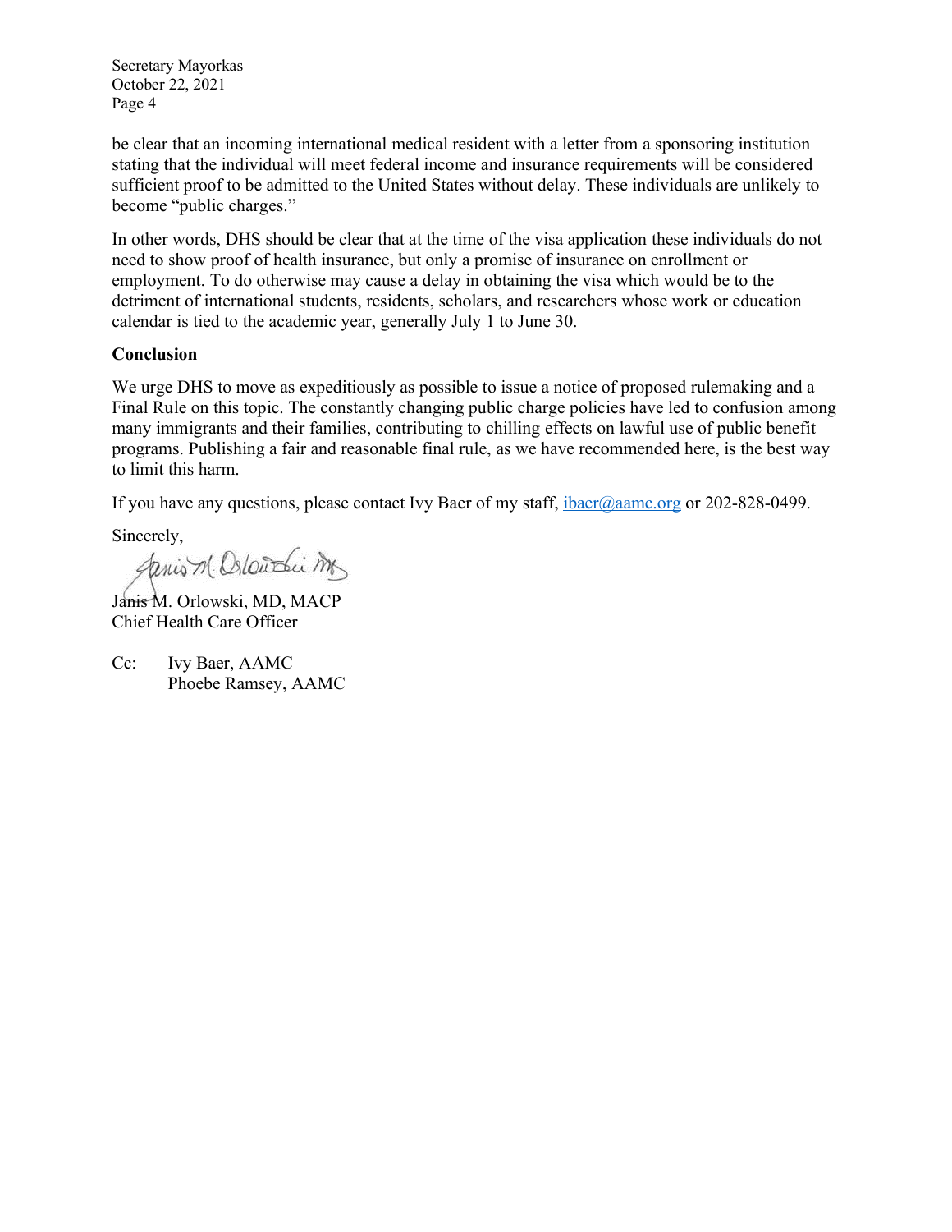be clear that an incoming international medical resident with a letter from a sponsoring institution stating that the individual will meet federal income and insurance requirements will be considered sufficient proof to be admitted to the United States without delay. These individuals are unlikely to become "public charges."

In other words, DHS should be clear that at the time of the visa application these individuals do not need to show proof of health insurance, but only a promise of insurance on enrollment or employment. To do otherwise may cause a delay in obtaining the visa which would be to the detriment of international students, residents, scholars, and researchers whose work or education calendar is tied to the academic year, generally July 1 to June 30.

**Conclusion**

We urge DHS to move as expeditiously as possible to issue a notice of proposed rulemaking and a Final Rule on this topic. The constantly changing public charge policies have led to confusion among many immigrants and their families, contributing to chilling effects on lawful use of public benefit programs. Publishing a fair and reasonable final rule, as we have recommended here, is the best way to limit this harm.

If you have any questions, please contact Ivy Baer of my staff, ibaer@aamc.org or 202-828-0499.

Sincerely,

Janis M. Orlowski, MD, MACP
Chief Health Care Officer

Cc: Ivy Baer, AAMC
Phoebe Ramsey, AAMC